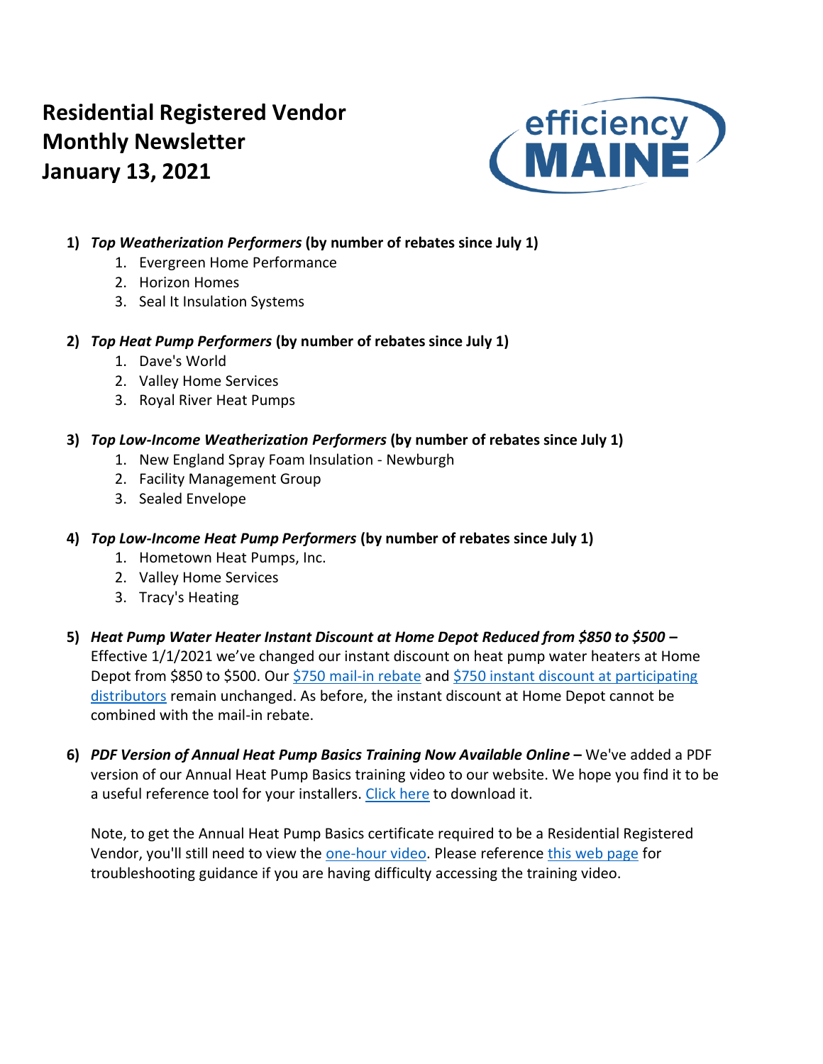# Residential Registered Vendor Monthly Newsletter
# January 13, 2021

efficiency MAINE

1) ***Top Weatherization Performers*** **(by number of rebates since July 1)**
   1. Evergreen Home Performance
   2. Horizon Homes
   3. Seal It Insulation Systems

2) ***Top Heat Pump Performers*** **(by number of rebates since July 1)**
   1. Dave's World
   2. Valley Home Services
   3. Royal River Heat Pumps

3) ***Top Low-Income Weatherization Performers*** **(by number of rebates since July 1)**
   1. New England Spray Foam Insulation - Newburgh
   2. Facility Management Group
   3. Sealed Envelope

4) ***Top Low-Income Heat Pump Performers*** **(by number of rebates since July 1)**
   1. Hometown Heat Pumps, Inc.
   2. Valley Home Services
   3. Tracy's Heating

5) ***Heat Pump Water Heater Instant Discount at Home Depot Reduced from $850 to $500*** **–** Effective 1/1/2021 we've changed our instant discount on heat pump water heaters at Home Depot from $850 to $500. Our $750 mail-in rebate and $750 instant discount at participating distributors remain unchanged. As before, the instant discount at Home Depot cannot be combined with the mail-in rebate.

6) ***PDF Version of Annual Heat Pump Basics Training Now Available Online*** **–** We've added a PDF version of our Annual Heat Pump Basics training video to our website. We hope you find it to be a useful reference tool for your installers. Click here to download it.

   Note, to get the Annual Heat Pump Basics certificate required to be a Residential Registered Vendor, you'll still need to view the one-hour video. Please reference this web page for troubleshooting guidance if you are having difficulty accessing the training video.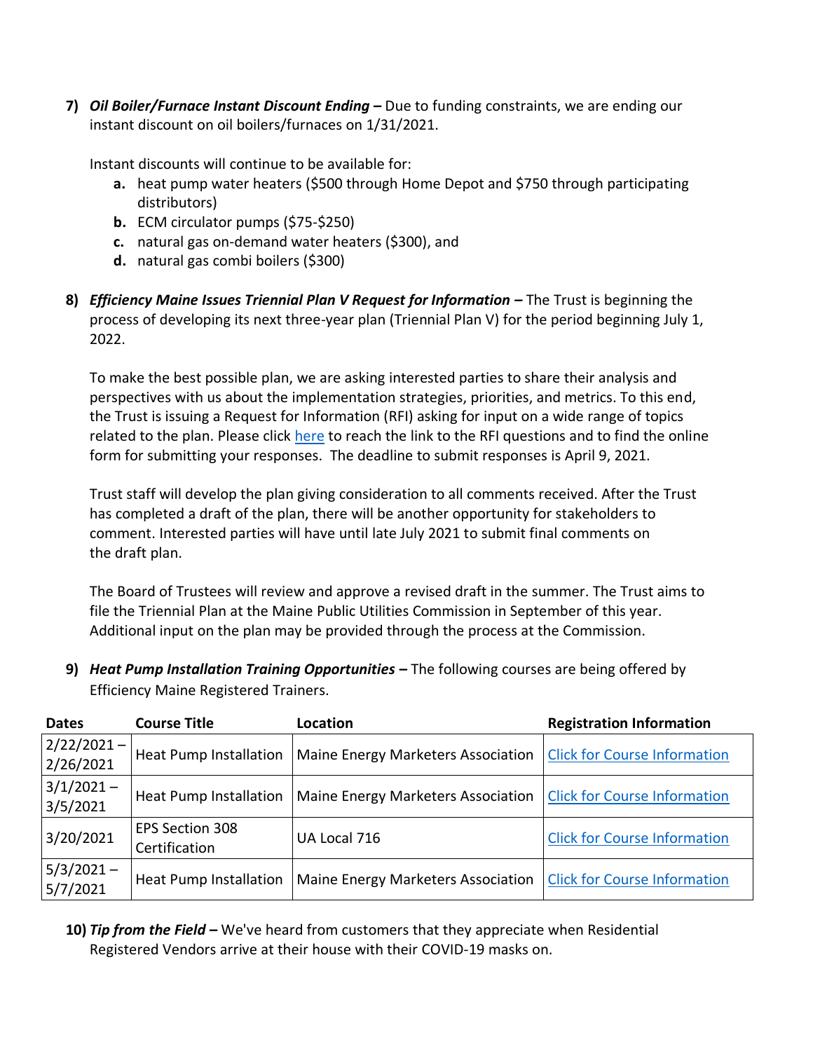7) ***Oil Boiler/Furnace Instant Discount Ending –*** Due to funding constraints, we are ending our instant discount on oil boilers/furnaces on 1/31/2021.

   Instant discounts will continue to be available for:

   a. heat pump water heaters ($500 through Home Depot and $750 through participating distributors)
   b. ECM circulator pumps ($75-$250)
   c. natural gas on-demand water heaters ($300), and
   d. natural gas combi boilers ($300)

8) ***Efficiency Maine Issues Triennial Plan V Request for Information –*** The Trust is beginning the process of developing its next three-year plan (Triennial Plan V) for the period beginning July 1, 2022.

   To make the best possible plan, we are asking interested parties to share their analysis and perspectives with us about the implementation strategies, priorities, and metrics. To this end, the Trust is issuing a Request for Information (RFI) asking for input on a wide range of topics related to the plan. Please click here to reach the link to the RFI questions and to find the online form for submitting your responses. The deadline to submit responses is April 9, 2021.

   Trust staff will develop the plan giving consideration to all comments received. After the Trust has completed a draft of the plan, there will be another opportunity for stakeholders to comment. Interested parties will have until late July 2021 to submit final comments on the draft plan.

   The Board of Trustees will review and approve a revised draft in the summer. The Trust aims to file the Triennial Plan at the Maine Public Utilities Commission in September of this year. Additional input on the plan may be provided through the process at the Commission.

9) ***Heat Pump Installation Training Opportunities –*** The following courses are being offered by Efficiency Maine Registered Trainers.

| Dates | Course Title | Location | Registration Information |
|---|---|---|---|
| 2/22/2021 – 2/26/2021 | Heat Pump Installation | Maine Energy Marketers Association | Click for Course Information |
| 3/1/2021 – 3/5/2021 | Heat Pump Installation | Maine Energy Marketers Association | Click for Course Information |
| 3/20/2021 | EPS Section 308 Certification | UA Local 716 | Click for Course Information |
| 5/3/2021 – 5/7/2021 | Heat Pump Installation | Maine Energy Marketers Association | Click for Course Information |

10) ***Tip from the Field –*** We've heard from customers that they appreciate when Residential Registered Vendors arrive at their house with their COVID-19 masks on.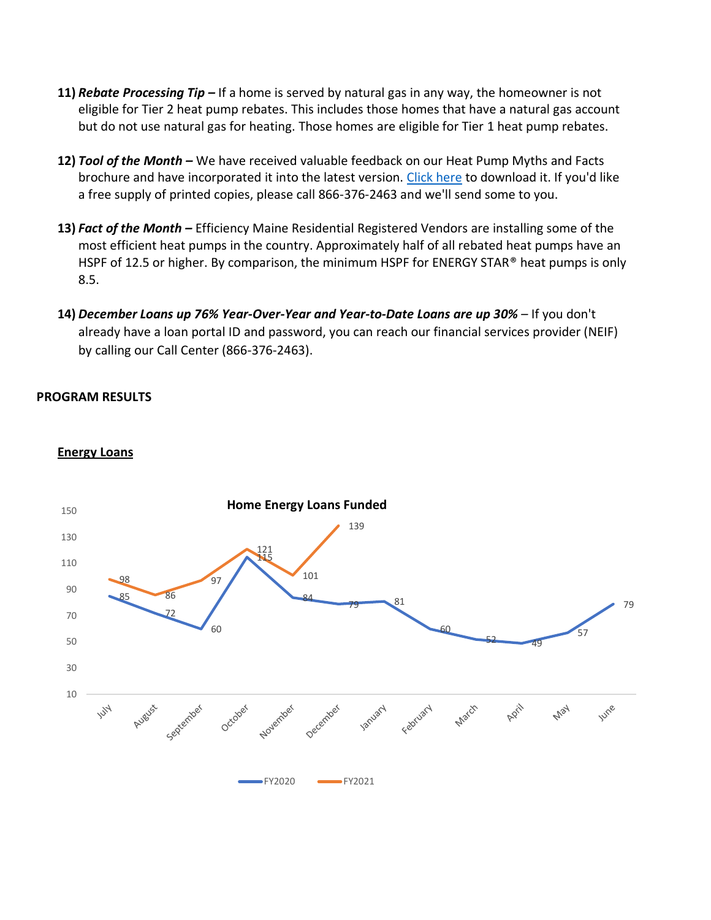11) ***Rebate Processing Tip –*** If a home is served by natural gas in any way, the homeowner is not eligible for Tier 2 heat pump rebates. This includes those homes that have a natural gas account but do not use natural gas for heating. Those homes are eligible for Tier 1 heat pump rebates.

12) ***Tool of the Month –*** We have received valuable feedback on our Heat Pump Myths and Facts brochure and have incorporated it into the latest version. Click here to download it. If you'd like a free supply of printed copies, please call 866-376-2463 and we'll send some to you.

13) ***Fact of the Month –*** Efficiency Maine Residential Registered Vendors are installing some of the most efficient heat pumps in the country. Approximately half of all rebated heat pumps have an HSPF of 12.5 or higher. By comparison, the minimum HSPF for ENERGY STAR® heat pumps is only 8.5.

14) ***December Loans up 76% Year-Over-Year and Year-to-Date Loans are up 30%*** – If you don't already have a loan portal ID and password, you can reach our financial services provider (NEIF) by calling our Call Center (866-376-2463).

**PROGRAM RESULTS**

**Energy Loans**

**Home Energy Loans Funded**

| Month | FY2020 | FY2021 |
|---|---|---|
| July | 85 | 98 |
| August | 72 | 86 |
| September | 60 | 97 |
| October | 115 | 121 |
| November | 84 | 101 |
| December | 79 | 139 |
| January | 81 | |
| February | 60 | |
| March | 52 | |
| April | 49 | |
| May | 57 | |
| June | 79 | |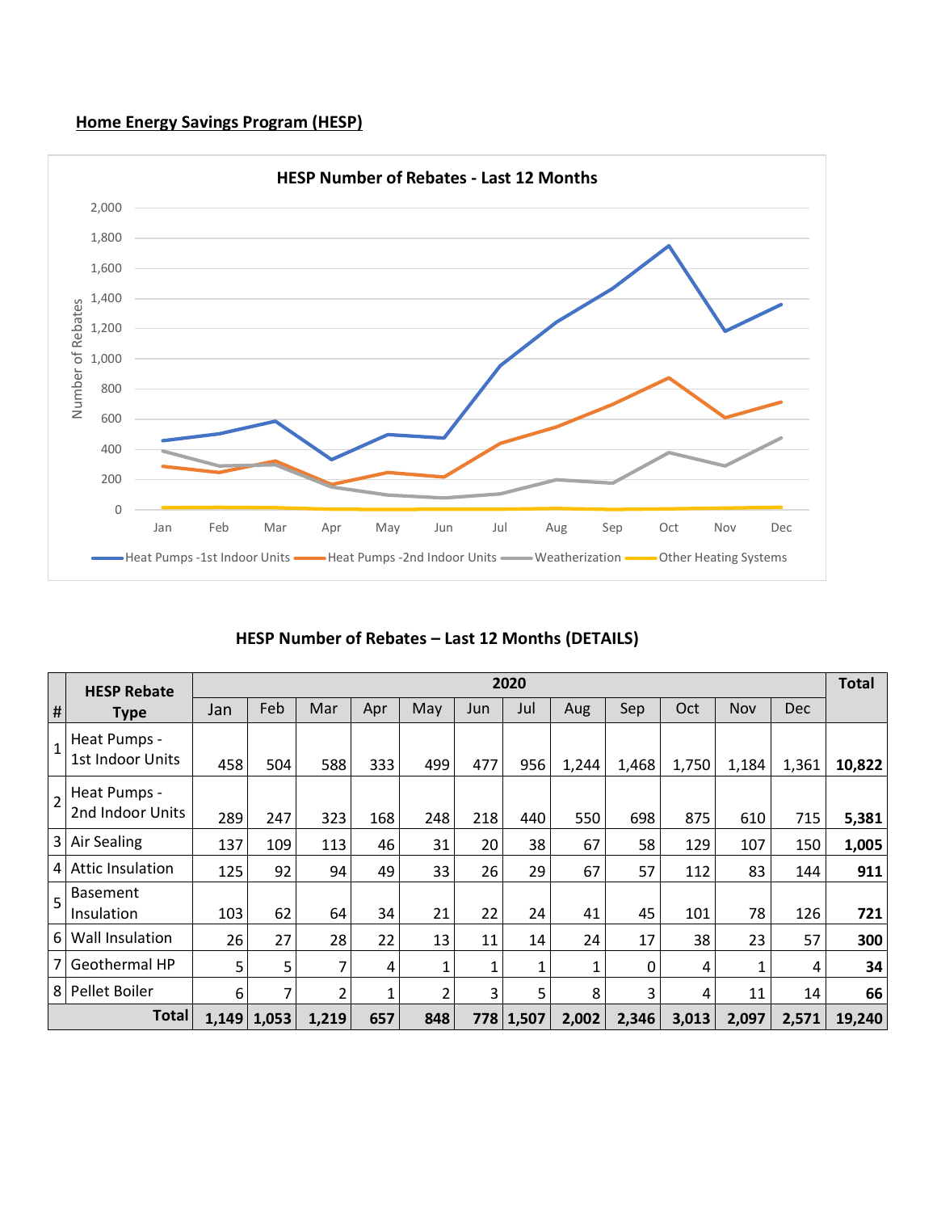## Home Energy Savings Program (HESP)

HESP Number of Rebates - Last 12 Months

### HESP Number of Rebates – Last 12 Months (DETAILS)

| # | HESP Rebate Type | 2020 | | | | | | | | | | | | Total |
|---|---|---|---|---|---|---|---|---|---|---|---|---|---|---|
| | | Jan | Feb | Mar | Apr | May | Jun | Jul | Aug | Sep | Oct | Nov | Dec | |
| 1 | Heat Pumps - 1st Indoor Units | 458 | 504 | 588 | 333 | 499 | 477 | 956 | 1,244 | 1,468 | 1,750 | 1,184 | 1,361 | **10,822** |
| 2 | Heat Pumps - 2nd Indoor Units | 289 | 247 | 323 | 168 | 248 | 218 | 440 | 550 | 698 | 875 | 610 | 715 | **5,381** |
| 3 | Air Sealing | 137 | 109 | 113 | 46 | 31 | 20 | 38 | 67 | 58 | 129 | 107 | 150 | **1,005** |
| 4 | Attic Insulation | 125 | 92 | 94 | 49 | 33 | 26 | 29 | 67 | 57 | 112 | 83 | 144 | **911** |
| 5 | Basement Insulation | 103 | 62 | 64 | 34 | 21 | 22 | 24 | 41 | 45 | 101 | 78 | 126 | **721** |
| 6 | Wall Insulation | 26 | 27 | 28 | 22 | 13 | 11 | 14 | 24 | 17 | 38 | 23 | 57 | **300** |
| 7 | Geothermal HP | 5 | 5 | 7 | 4 | 1 | 1 | 1 | 1 | 0 | 4 | 1 | 4 | **34** |
| 8 | Pellet Boiler | 6 | 7 | 2 | 1 | 2 | 3 | 5 | 8 | 3 | 4 | 11 | 14 | **66** |
| | **Total** | **1,149** | **1,053** | **1,219** | **657** | **848** | **778** | **1,507** | **2,002** | **2,346** | **3,013** | **2,097** | **2,571** | **19,240** |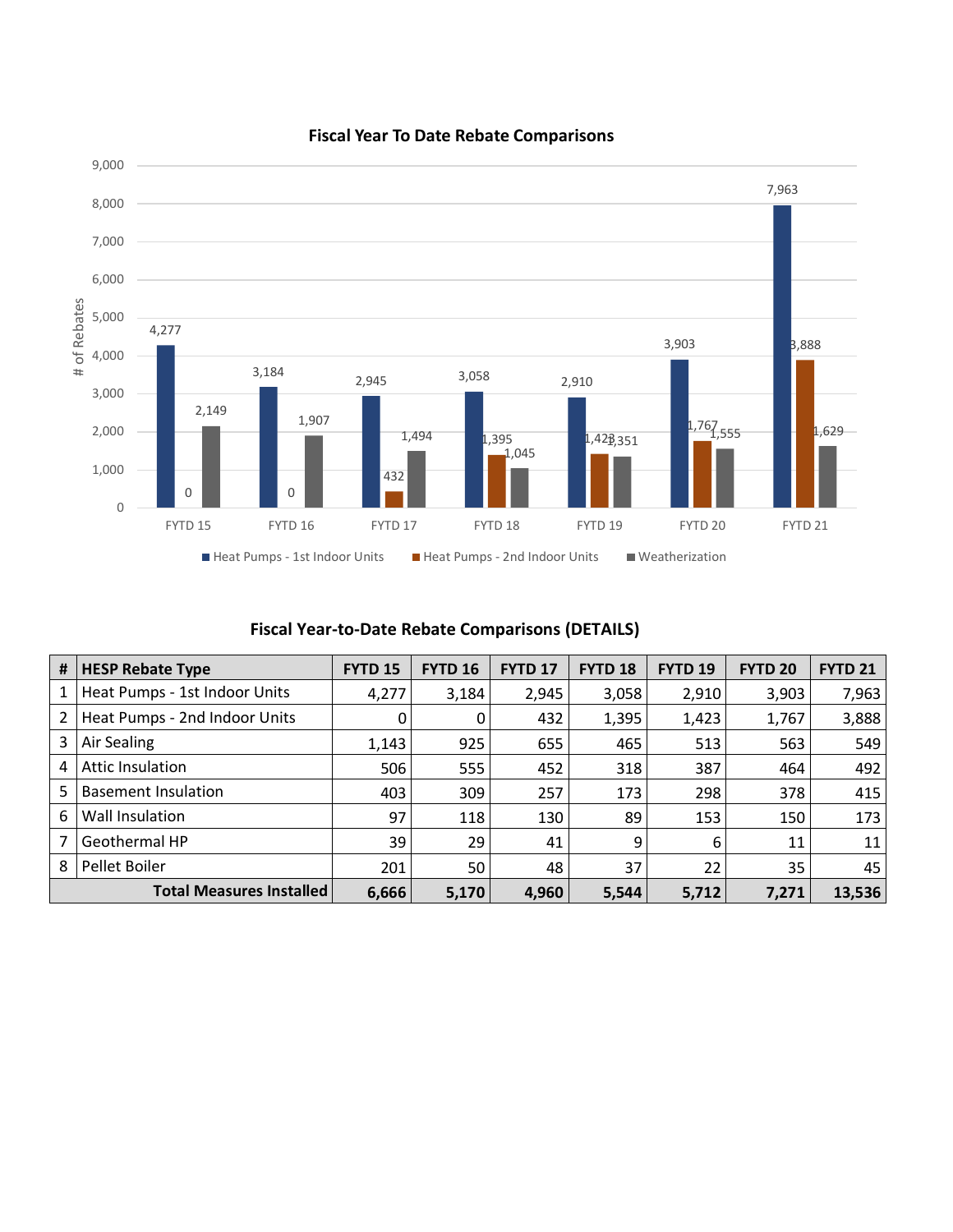## Fiscal Year To Date Rebate Comparisons

| | FYTD 15 | FYTD 16 | FYTD 17 | FYTD 18 | FYTD 19 | FYTD 20 | FYTD 21 |
|---|---|---|---|---|---|---|---|
| Heat Pumps - 1st Indoor Units | 4,277 | 3,184 | 2,945 | 3,058 | 2,910 | 3,903 | 7,963 |
| Heat Pumps - 2nd Indoor Units | 0 | 0 | 432 | 1,395 | 1,423 | 1,767 | 3,888 |
| Weatherization | 2,149 | 1,907 | 1,494 | 1,045 | 1,351 | 1,555 | 1,629 |

## Fiscal Year-to-Date Rebate Comparisons (DETAILS)

| # | HESP Rebate Type | FYTD 15 | FYTD 16 | FYTD 17 | FYTD 18 | FYTD 19 | FYTD 20 | FYTD 21 |
|---|---|---|---|---|---|---|---|---|
| 1 | Heat Pumps - 1st Indoor Units | 4,277 | 3,184 | 2,945 | 3,058 | 2,910 | 3,903 | 7,963 |
| 2 | Heat Pumps - 2nd Indoor Units | 0 | 0 | 432 | 1,395 | 1,423 | 1,767 | 3,888 |
| 3 | Air Sealing | 1,143 | 925 | 655 | 465 | 513 | 563 | 549 |
| 4 | Attic Insulation | 506 | 555 | 452 | 318 | 387 | 464 | 492 |
| 5 | Basement Insulation | 403 | 309 | 257 | 173 | 298 | 378 | 415 |
| 6 | Wall Insulation | 97 | 118 | 130 | 89 | 153 | 150 | 173 |
| 7 | Geothermal HP | 39 | 29 | 41 | 9 | 6 | 11 | 11 |
| 8 | Pellet Boiler | 201 | 50 | 48 | 37 | 22 | 35 | 45 |
| | **Total Measures Installed** | **6,666** | **5,170** | **4,960** | **5,544** | **5,712** | **7,271** | **13,536** |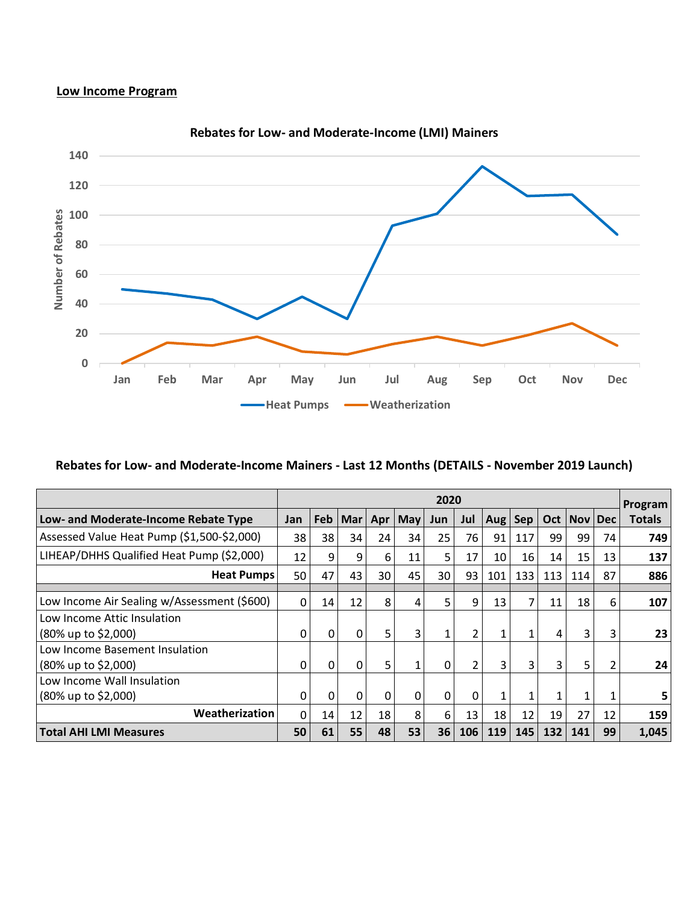**Low Income Program**

Rebates for Low- and Moderate-Income (LMI) Mainers

Number of Rebates

140
120
100
80
60
40
20
0

Jan Feb Mar Apr May Jun Jul Aug Sep Oct Nov Dec

Heat Pumps   Weatherization

**Rebates for Low- and Moderate-Income Mainers - Last 12 Months (DETAILS - November 2019 Launch)**

| | 2020 | | | | | | | | | | | | Program |
|---|---|---|---|---|---|---|---|---|---|---|---|---|---|
| **Low- and Moderate-Income Rebate Type** | **Jan** | **Feb** | **Mar** | **Apr** | **May** | **Jun** | **Jul** | **Aug** | **Sep** | **Oct** | **Nov** | **Dec** | **Totals** |
| Assessed Value Heat Pump ($1,500-$2,000) | 38 | 38 | 34 | 24 | 34 | 25 | 76 | 91 | 117 | 99 | 99 | 74 | **749** |
| LIHEAP/DHHS Qualified Heat Pump ($2,000) | 12 | 9 | 9 | 6 | 11 | 5 | 17 | 10 | 16 | 14 | 15 | 13 | **137** |
| **Heat Pumps** | 50 | 47 | 43 | 30 | 45 | 30 | 93 | 101 | 133 | 113 | 114 | 87 | **886** |
| | | | | | | | | | | | | | |
| Low Income Air Sealing w/Assessment ($600) | 0 | 14 | 12 | 8 | 4 | 5 | 9 | 13 | 7 | 11 | 18 | 6 | **107** |
| Low Income Attic Insulation (80% up to $2,000) | 0 | 0 | 0 | 5 | 3 | 1 | 2 | 1 | 1 | 4 | 3 | 3 | **23** |
| Low Income Basement Insulation (80% up to $2,000) | 0 | 0 | 0 | 5 | 1 | 0 | 2 | 3 | 3 | 3 | 5 | 2 | **24** |
| Low Income Wall Insulation (80% up to $2,000) | 0 | 0 | 0 | 0 | 0 | 0 | 0 | 1 | 1 | 1 | 1 | 1 | **5** |
| **Weatherization** | 0 | 14 | 12 | 18 | 8 | 6 | 13 | 18 | 12 | 19 | 27 | 12 | **159** |
| **Total AHI LMI Measures** | **50** | **61** | **55** | **48** | **53** | **36** | **106** | **119** | **145** | **132** | **141** | **99** | **1,045** |